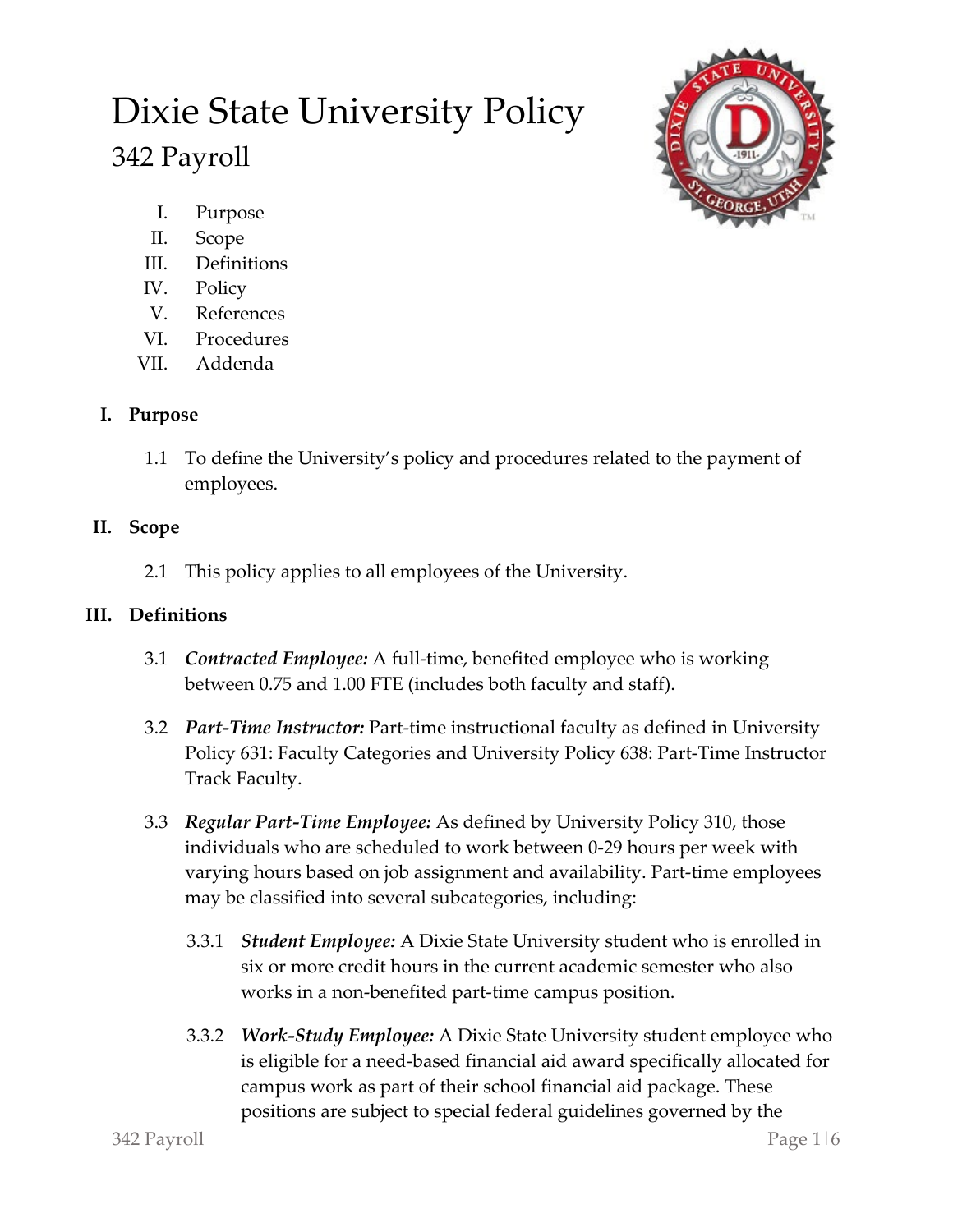# Dixie State University Policy

## 342 Payroll

I. Purpose
II. Scope
III. Definitions
IV. Policy
V. References
VI. Procedures
VII. Addenda

### I. Purpose

1.1 To define the University's policy and procedures related to the payment of employees.

### II. Scope

2.1 This policy applies to all employees of the University.

### III. Definitions

3.1 ***Contracted Employee:*** A full-time, benefited employee who is working between 0.75 and 1.00 FTE (includes both faculty and staff).

3.2 ***Part-Time Instructor:*** Part-time instructional faculty as defined in University Policy 631: Faculty Categories and University Policy 638: Part-Time Instructor Track Faculty.

3.3 ***Regular Part-Time Employee:*** As defined by University Policy 310, those individuals who are scheduled to work between 0-29 hours per week with varying hours based on job assignment and availability. Part-time employees may be classified into several subcategories, including:

3.3.1 ***Student Employee:*** A Dixie State University student who is enrolled in six or more credit hours in the current academic semester who also works in a non-benefited part-time campus position.

3.3.2 ***Work-Study Employee:*** A Dixie State University student employee who is eligible for a need-based financial aid award specifically allocated for campus work as part of their school financial aid package. These positions are subject to special federal guidelines governed by the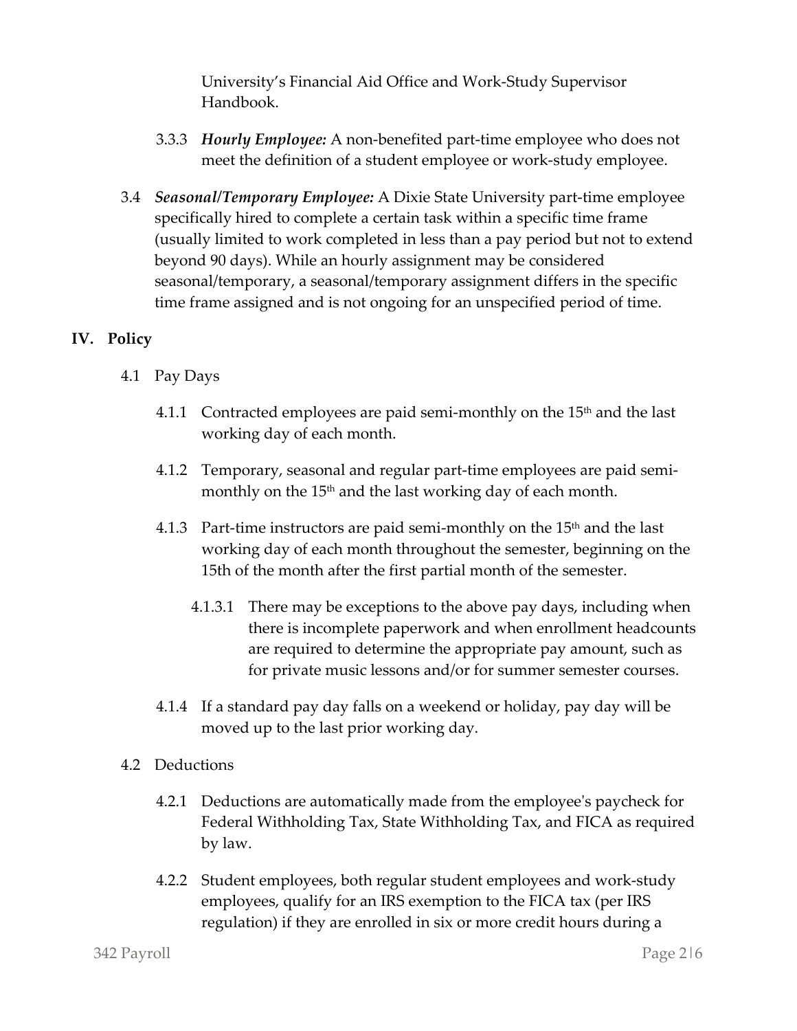University's Financial Aid Office and Work-Study Supervisor Handbook.

3.3.3 ***Hourly Employee:*** A non-benefited part-time employee who does not meet the definition of a student employee or work-study employee.

3.4 ***Seasonal/Temporary Employee:*** A Dixie State University part-time employee specifically hired to complete a certain task within a specific time frame (usually limited to work completed in less than a pay period but not to extend beyond 90 days). While an hourly assignment may be considered seasonal/temporary, a seasonal/temporary assignment differs in the specific time frame assigned and is not ongoing for an unspecified period of time.

## IV. Policy

4.1 Pay Days

4.1.1 Contracted employees are paid semi-monthly on the 15th and the last working day of each month.

4.1.2 Temporary, seasonal and regular part-time employees are paid semi-monthly on the 15th and the last working day of each month.

4.1.3 Part-time instructors are paid semi-monthly on the 15th and the last working day of each month throughout the semester, beginning on the 15th of the month after the first partial month of the semester.

4.1.3.1 There may be exceptions to the above pay days, including when there is incomplete paperwork and when enrollment headcounts are required to determine the appropriate pay amount, such as for private music lessons and/or for summer semester courses.

4.1.4 If a standard pay day falls on a weekend or holiday, pay day will be moved up to the last prior working day.

4.2 Deductions

4.2.1 Deductions are automatically made from the employee's paycheck for Federal Withholding Tax, State Withholding Tax, and FICA as required by law.

4.2.2 Student employees, both regular student employees and work-study employees, qualify for an IRS exemption to the FICA tax (per IRS regulation) if they are enrolled in six or more credit hours during a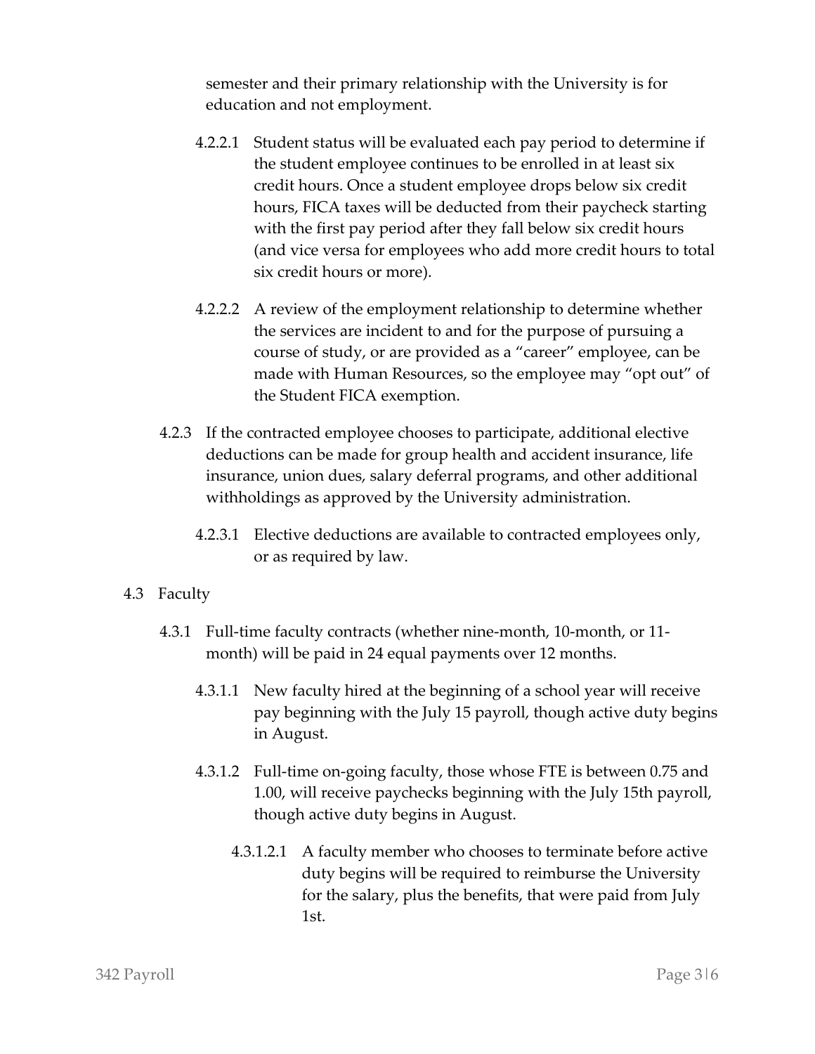semester and their primary relationship with the University is for education and not employment.

4.2.2.1 Student status will be evaluated each pay period to determine if the student employee continues to be enrolled in at least six credit hours. Once a student employee drops below six credit hours, FICA taxes will be deducted from their paycheck starting with the first pay period after they fall below six credit hours (and vice versa for employees who add more credit hours to total six credit hours or more).

4.2.2.2 A review of the employment relationship to determine whether the services are incident to and for the purpose of pursuing a course of study, or are provided as a "career" employee, can be made with Human Resources, so the employee may "opt out" of the Student FICA exemption.

4.2.3 If the contracted employee chooses to participate, additional elective deductions can be made for group health and accident insurance, life insurance, union dues, salary deferral programs, and other additional withholdings as approved by the University administration.

4.2.3.1 Elective deductions are available to contracted employees only, or as required by law.

4.3 Faculty

4.3.1 Full-time faculty contracts (whether nine-month, 10-month, or 11-month) will be paid in 24 equal payments over 12 months.

4.3.1.1 New faculty hired at the beginning of a school year will receive pay beginning with the July 15 payroll, though active duty begins in August.

4.3.1.2 Full-time on-going faculty, those whose FTE is between 0.75 and 1.00, will receive paychecks beginning with the July 15th payroll, though active duty begins in August.

4.3.1.2.1 A faculty member who chooses to terminate before active duty begins will be required to reimburse the University for the salary, plus the benefits, that were paid from July 1st.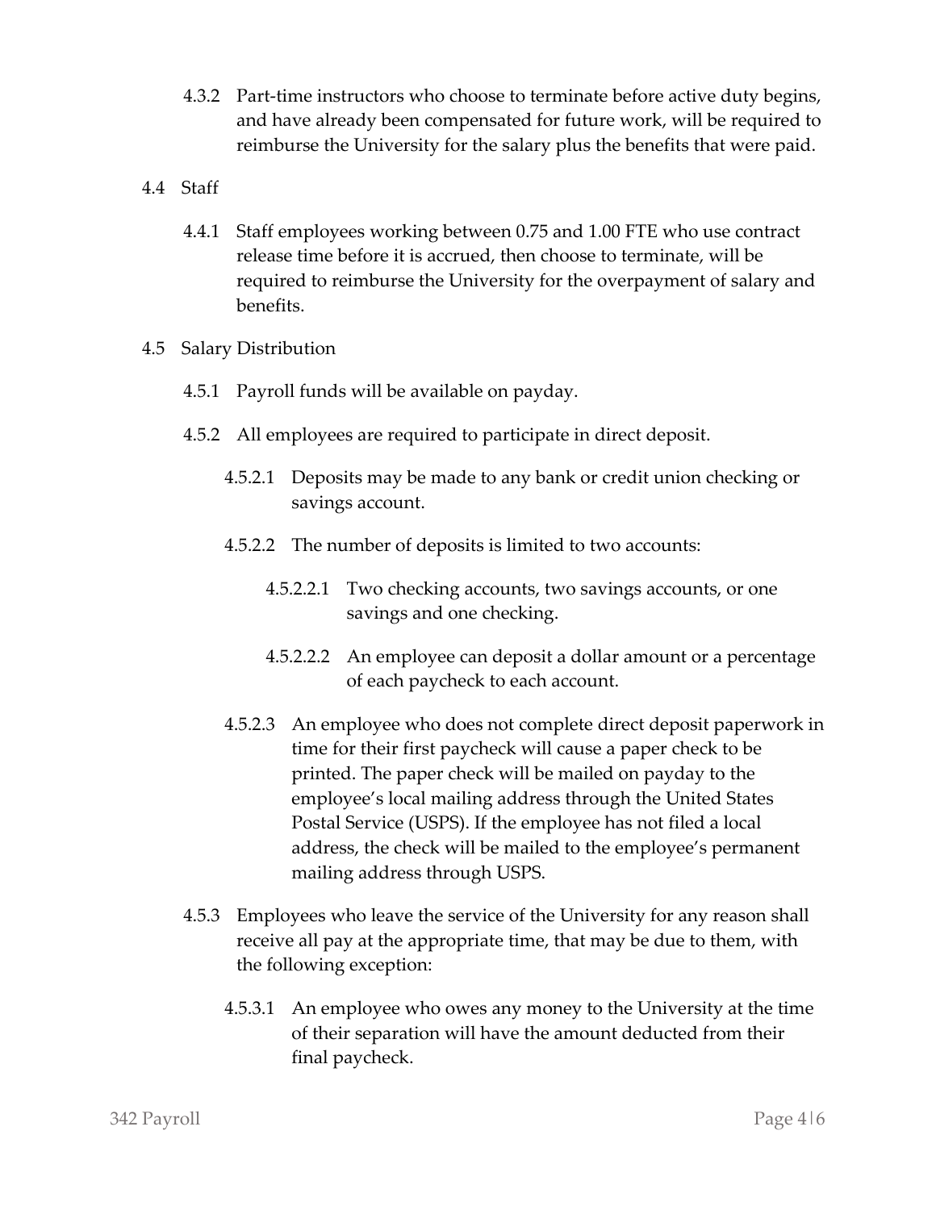4.3.2 Part-time instructors who choose to terminate before active duty begins, and have already been compensated for future work, will be required to reimburse the University for the salary plus the benefits that were paid.

4.4 Staff

4.4.1 Staff employees working between 0.75 and 1.00 FTE who use contract release time before it is accrued, then choose to terminate, will be required to reimburse the University for the overpayment of salary and benefits.

4.5 Salary Distribution

4.5.1 Payroll funds will be available on payday.

4.5.2 All employees are required to participate in direct deposit.

4.5.2.1 Deposits may be made to any bank or credit union checking or savings account.

4.5.2.2 The number of deposits is limited to two accounts:

4.5.2.2.1 Two checking accounts, two savings accounts, or one savings and one checking.

4.5.2.2.2 An employee can deposit a dollar amount or a percentage of each paycheck to each account.

4.5.2.3 An employee who does not complete direct deposit paperwork in time for their first paycheck will cause a paper check to be printed. The paper check will be mailed on payday to the employee's local mailing address through the United States Postal Service (USPS). If the employee has not filed a local address, the check will be mailed to the employee's permanent mailing address through USPS.

4.5.3 Employees who leave the service of the University for any reason shall receive all pay at the appropriate time, that may be due to them, with the following exception:

4.5.3.1 An employee who owes any money to the University at the time of their separation will have the amount deducted from their final paycheck.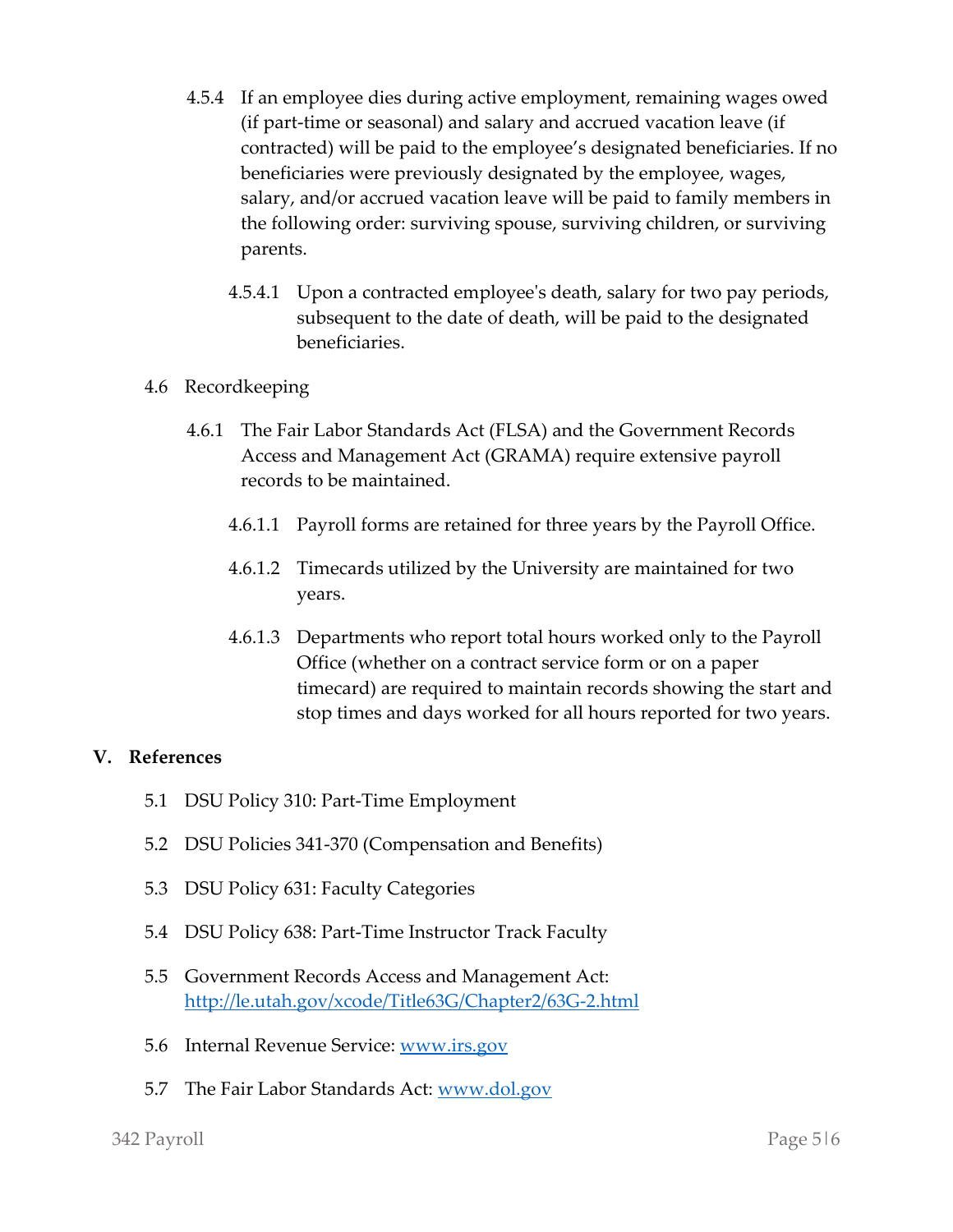4.5.4 If an employee dies during active employment, remaining wages owed (if part-time or seasonal) and salary and accrued vacation leave (if contracted) will be paid to the employee's designated beneficiaries. If no beneficiaries were previously designated by the employee, wages, salary, and/or accrued vacation leave will be paid to family members in the following order: surviving spouse, surviving children, or surviving parents.

4.5.4.1 Upon a contracted employee's death, salary for two pay periods, subsequent to the date of death, will be paid to the designated beneficiaries.

4.6 Recordkeeping

4.6.1 The Fair Labor Standards Act (FLSA) and the Government Records Access and Management Act (GRAMA) require extensive payroll records to be maintained.

4.6.1.1 Payroll forms are retained for three years by the Payroll Office.

4.6.1.2 Timecards utilized by the University are maintained for two years.

4.6.1.3 Departments who report total hours worked only to the Payroll Office (whether on a contract service form or on a paper timecard) are required to maintain records showing the start and stop times and days worked for all hours reported for two years.

## V. References

5.1 DSU Policy 310: Part-Time Employment

5.2 DSU Policies 341-370 (Compensation and Benefits)

5.3 DSU Policy 631: Faculty Categories

5.4 DSU Policy 638: Part-Time Instructor Track Faculty

5.5 Government Records Access and Management Act: [http://le.utah.gov/xcode/Title63G/Chapter2/63G-2.html](http://le.utah.gov/xcode/Title63G/Chapter2/63G-2.html)

5.6 Internal Revenue Service: [www.irs.gov](http://www.irs.gov)

5.7 The Fair Labor Standards Act: [www.dol.gov](http://www.dol.gov)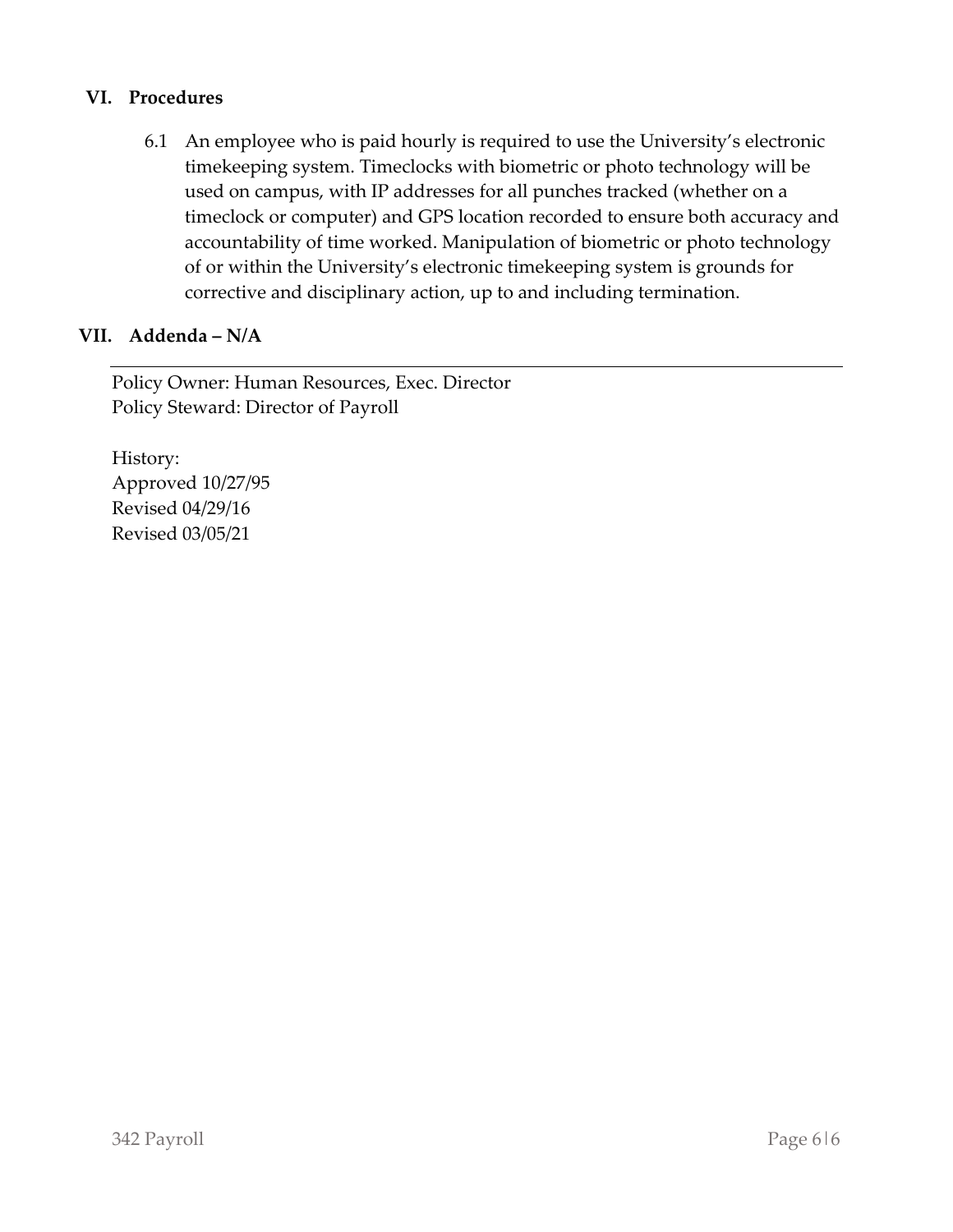## VI. Procedures

6.1 An employee who is paid hourly is required to use the University's electronic timekeeping system. Timeclocks with biometric or photo technology will be used on campus, with IP addresses for all punches tracked (whether on a timeclock or computer) and GPS location recorded to ensure both accuracy and accountability of time worked. Manipulation of biometric or photo technology of or within the University's electronic timekeeping system is grounds for corrective and disciplinary action, up to and including termination.

## VII. Addenda – N/A

---

Policy Owner: Human Resources, Exec. Director
Policy Steward: Director of Payroll

History:
Approved 10/27/95
Revised 04/29/16
Revised 03/05/21